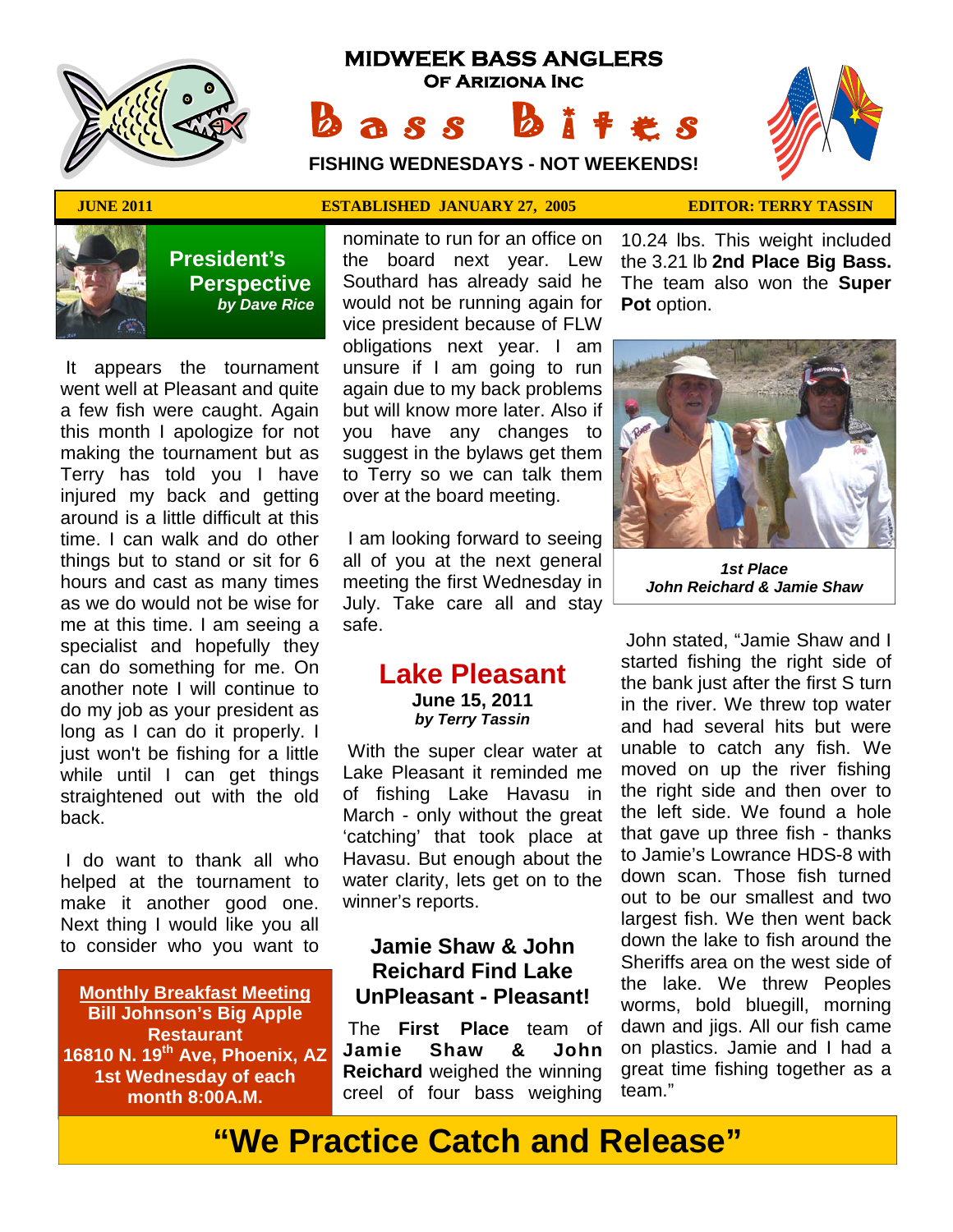# MIDWEEK BASS ANGLERS
## OF ARIZIONA INC

# Bass Bites

**FISHING WEDNESDAYS - NOT WEEKENDS!**

**JUNE 2011** | **ESTABLISHED JANUARY 27, 2005** | **EDITOR: TERRY TASSIN**

## President's Perspective
*by Dave Rice*

It appears the tournament went well at Pleasant and quite a few fish were caught. Again this month I apologize for not making the tournament but as Terry has told you I have injured my back and getting around is a little difficult at this time. I can walk and do other things but to stand or sit for 6 hours and cast as many times as we do would not be wise for me at this time. I am seeing a specialist and hopefully they can do something for me. On another note I will continue to do my job as your president as long as I can do it properly. I just won't be fishing for a little while until I can get things straightened out with the old back.

I do want to thank all who helped at the tournament to make it another good one. Next thing I would like you all to consider who you want to nominate to run for an office on the board next year. Lew Southard has already said he would not be running again for vice president because of FLW obligations next year. I am unsure if I am going to run again due to my back problems but will know more later. Also if you have any changes to suggest in the bylaws get them to Terry so we can talk them over at the board meeting.

I am looking forward to seeing all of you at the next general meeting the first Wednesday in July. Take care all and stay safe.

**Monthly Breakfast Meeting**
**Bill Johnson's Big Apple Restaurant**
**16810 N. 19th Ave, Phoenix, AZ**
**1st Wednesday of each month 8:00A.M.**

## Lake Pleasant
**June 15, 2011**
*by Terry Tassin*

With the super clear water at Lake Pleasant it reminded me of fishing Lake Havasu in March - only without the great 'catching' that took place at Havasu. But enough about the water clarity, lets get on to the winner's reports.

### Jamie Shaw & John Reichard Find Lake UnPleasant - Pleasant!

The **First Place** team of **Jamie Shaw & John Reichard** weighed the winning creel of four bass weighing 10.24 lbs. This weight included the 3.21 lb **2nd Place Big Bass.** The team also won the **Super Pot** option.

***1st Place***
***John Reichard & Jamie Shaw***

John stated, "Jamie Shaw and I started fishing the right side of the bank just after the first S turn in the river. We threw top water and had several hits but were unable to catch any fish. We moved on up the river fishing the right side and then over to the left side. We found a hole that gave up three fish - thanks to Jamie's Lowrance HDS-8 with down scan. Those fish turned out to be our smallest and two largest fish. We then went back down the lake to fish around the Sheriffs area on the west side of the lake. We threw Peoples worms, bold bluegill, morning dawn and jigs. All our fish came on plastics. Jamie and I had a great time fishing together as a team."

**"We Practice Catch and Release"**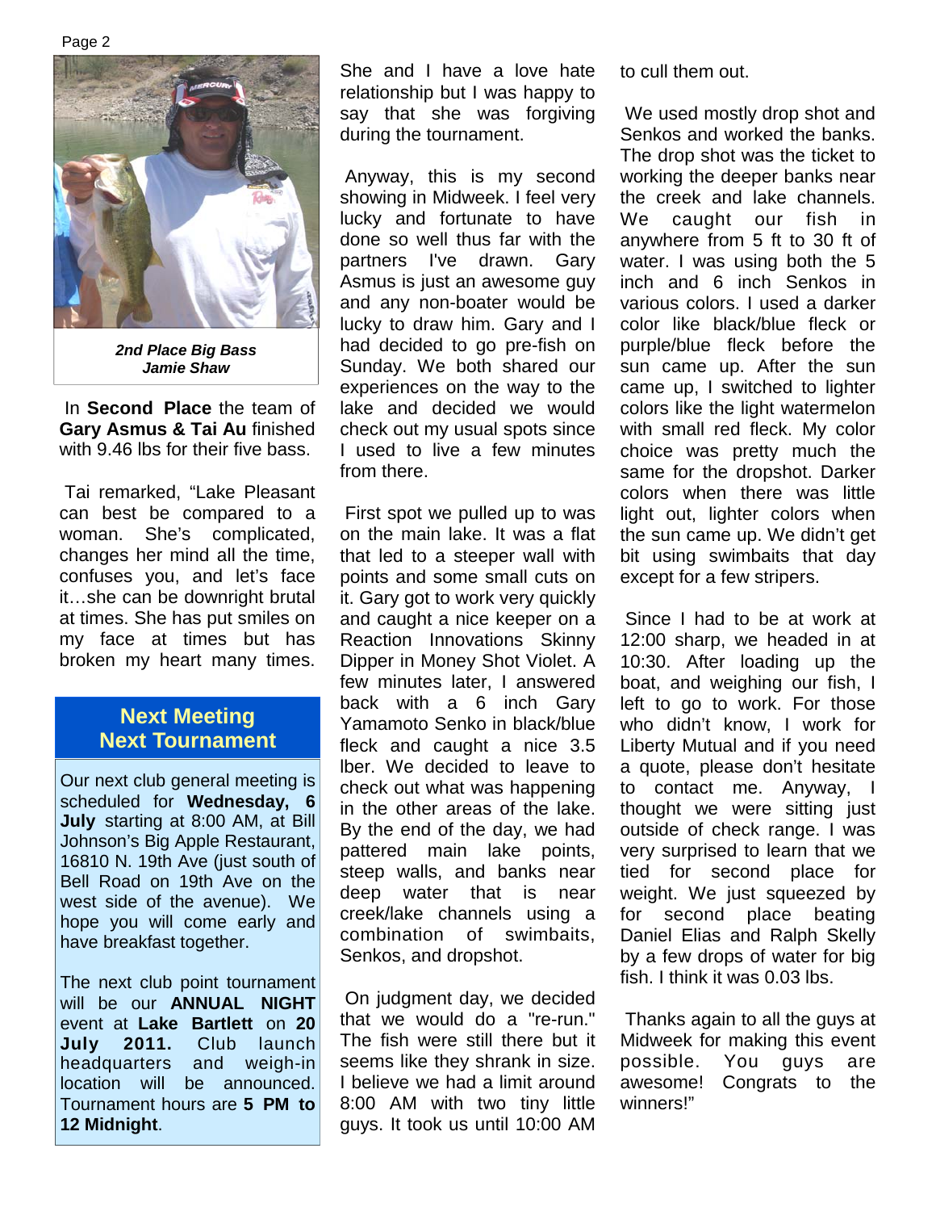*2nd Place Big Bass*
*Jamie Shaw*

In **Second Place** the team of **Gary Asmus & Tai Au** finished with 9.46 lbs for their five bass.

Tai remarked, "Lake Pleasant can best be compared to a woman. She's complicated, changes her mind all the time, confuses you, and let's face it…she can be downright brutal at times. She has put smiles on my face at times but has broken my heart many times.

## Next Meeting
## Next Tournament

Our next club general meeting is scheduled for **Wednesday, 6 July** starting at 8:00 AM, at Bill Johnson's Big Apple Restaurant, 16810 N. 19th Ave (just south of Bell Road on 19th Ave on the west side of the avenue). We hope you will come early and have breakfast together.

The next club point tournament will be our **ANNUAL NIGHT** event at **Lake Bartlett** on **20 July 2011.** Club launch headquarters and weigh-in location will be announced. Tournament hours are **5 PM to 12 Midnight**.

She and I have a love hate relationship but I was happy to say that she was forgiving during the tournament.

Anyway, this is my second showing in Midweek. I feel very lucky and fortunate to have done so well thus far with the partners I've drawn. Gary Asmus is just an awesome guy and any non-boater would be lucky to draw him. Gary and I had decided to go pre-fish on Sunday. We both shared our experiences on the way to the lake and decided we would check out my usual spots since I used to live a few minutes from there.

First spot we pulled up to was on the main lake. It was a flat that led to a steeper wall with points and some small cuts on it. Gary got to work very quickly and caught a nice keeper on a Reaction Innovations Skinny Dipper in Money Shot Violet. A few minutes later, I answered back with a 6 inch Gary Yamamoto Senko in black/blue fleck and caught a nice 3.5 lber. We decided to leave to check out what was happening in the other areas of the lake. By the end of the day, we had pattered main lake points, steep walls, and banks near deep water that is near creek/lake channels using a combination of swimbaits, Senkos, and dropshot.

On judgment day, we decided that we would do a "re-run." The fish were still there but it seems like they shrank in size. I believe we had a limit around 8:00 AM with two tiny little guys. It took us until 10:00 AM to cull them out.

We used mostly drop shot and Senkos and worked the banks. The drop shot was the ticket to working the deeper banks near the creek and lake channels. We caught our fish in anywhere from 5 ft to 30 ft of water. I was using both the 5 inch and 6 inch Senkos in various colors. I used a darker color like black/blue fleck or purple/blue fleck before the sun came up. After the sun came up, I switched to lighter colors like the light watermelon with small red fleck. My color choice was pretty much the same for the dropshot. Darker colors when there was little light out, lighter colors when the sun came up. We didn't get bit using swimbaits that day except for a few stripers.

Since I had to be at work at 12:00 sharp, we headed in at 10:30. After loading up the boat, and weighing our fish, I left to go to work. For those who didn't know, I work for Liberty Mutual and if you need a quote, please don't hesitate to contact me. Anyway, I thought we were sitting just outside of check range. I was very surprised to learn that we tied for second place for weight. We just squeezed by for second place beating Daniel Elias and Ralph Skelly by a few drops of water for big fish. I think it was 0.03 lbs.

Thanks again to all the guys at Midweek for making this event possible. You guys are awesome! Congrats to the winners!"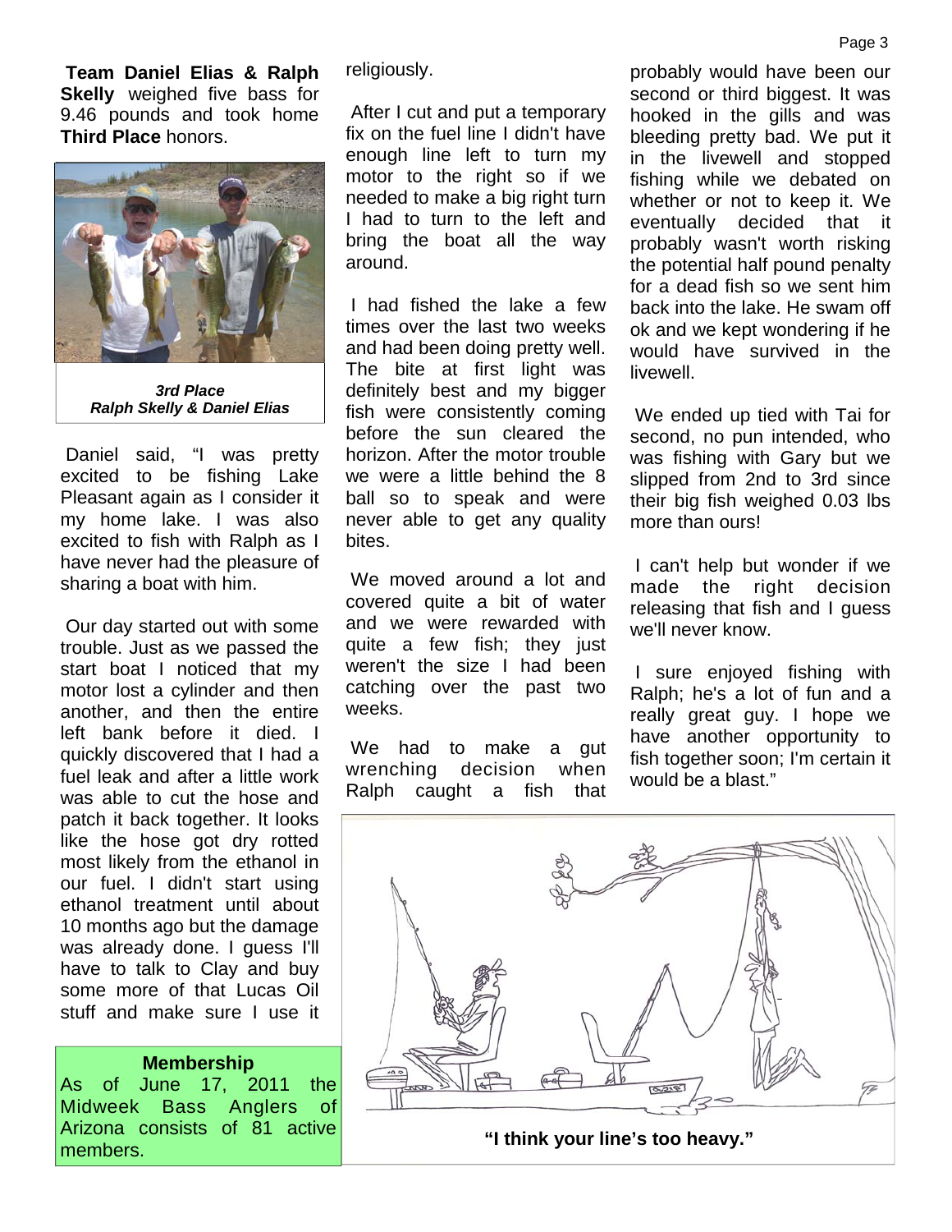**Team Daniel Elias & Ralph Skelly** weighed five bass for 9.46 pounds and took home **Third Place** honors.

***3rd Place***
***Ralph Skelly & Daniel Elias***

Daniel said, "I was pretty excited to be fishing Lake Pleasant again as I consider it my home lake. I was also excited to fish with Ralph as I have never had the pleasure of sharing a boat with him.

Our day started out with some trouble. Just as we passed the start boat I noticed that my motor lost a cylinder and then another, and then the entire left bank before it died. I quickly discovered that I had a fuel leak and after a little work was able to cut the hose and patch it back together. It looks like the hose got dry rotted most likely from the ethanol in our fuel. I didn't start using ethanol treatment until about 10 months ago but the damage was already done. I guess I'll have to talk to Clay and buy some more of that Lucas Oil stuff and make sure I use it religiously.

After I cut and put a temporary fix on the fuel line I didn't have enough line left to turn my motor to the right so if we needed to make a big right turn I had to turn to the left and bring the boat all the way around.

I had fished the lake a few times over the last two weeks and had been doing pretty well. The bite at first light was definitely best and my bigger fish were consistently coming before the sun cleared the horizon. After the motor trouble we were a little behind the 8 ball so to speak and were never able to get any quality bites.

We moved around a lot and covered quite a bit of water and we were rewarded with quite a few fish; they just weren't the size I had been catching over the past two weeks.

We had to make a gut wrenching decision when Ralph caught a fish that probably would have been our second or third biggest. It was hooked in the gills and was bleeding pretty bad. We put it in the livewell and stopped fishing while we debated on whether or not to keep it. We eventually decided that it probably wasn't worth risking the potential half pound penalty for a dead fish so we sent him back into the lake. He swam off ok and we kept wondering if he would have survived in the livewell.

We ended up tied with Tai for second, no pun intended, who was fishing with Gary but we slipped from 2nd to 3rd since their big fish weighed 0.03 lbs more than ours!

I can't help but wonder if we made the right decision releasing that fish and I guess we'll never know.

I sure enjoyed fishing with Ralph; he's a lot of fun and a really great guy. I hope we have another opportunity to fish together soon; I'm certain it would be a blast."

**"I think your line's too heavy."**

### Membership

As of June 17, 2011 the Midweek Bass Anglers of Arizona consists of 81 active members.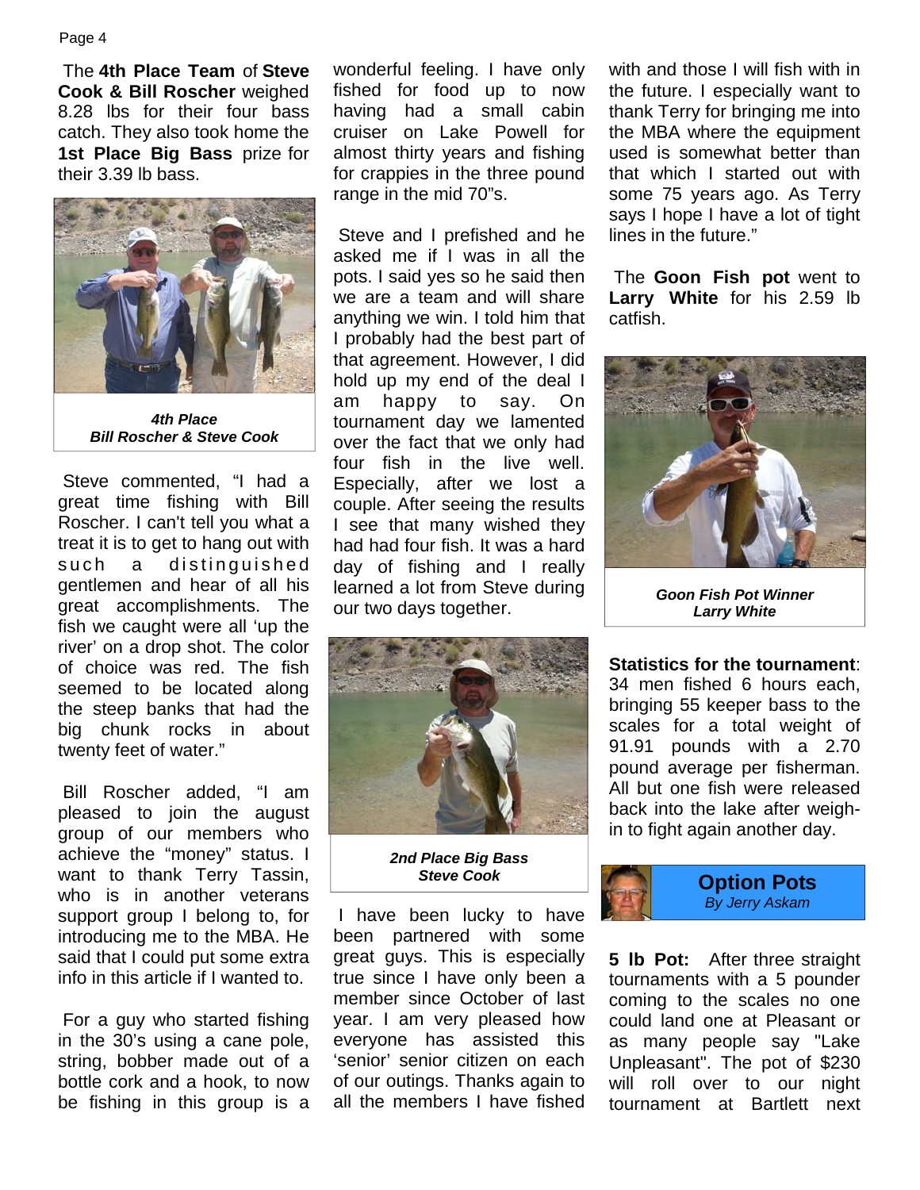The **4th Place Team** of **Steve Cook & Bill Roscher** weighed 8.28 lbs for their four bass catch. They also took home the **1st Place Big Bass** prize for their 3.39 lb bass.

***4th Place***
***Bill Roscher & Steve Cook***

Steve commented, "I had a great time fishing with Bill Roscher. I can't tell you what a treat it is to get to hang out with such a distinguished gentlemen and hear of all his great accomplishments. The fish we caught were all 'up the river' on a drop shot. The color of choice was red. The fish seemed to be located along the steep banks that had the big chunk rocks in about twenty feet of water."

Bill Roscher added, "I am pleased to join the august group of our members who achieve the "money" status. I want to thank Terry Tassin, who is in another veterans support group I belong to, for introducing me to the MBA. He said that I could put some extra info in this article if I wanted to.

For a guy who started fishing in the 30's using a cane pole, string, bobber made out of a bottle cork and a hook, to now be fishing in this group is a wonderful feeling. I have only fished for food up to now having had a small cabin cruiser on Lake Powell for almost thirty years and fishing for crappies in the three pound range in the mid 70"s.

Steve and I prefished and he asked me if I was in all the pots. I said yes so he said then we are a team and will share anything we win. I told him that I probably had the best part of that agreement. However, I did hold up my end of the deal I am happy to say. On tournament day we lamented over the fact that we only had four fish in the live well. Especially, after we lost a couple. After seeing the results I see that many wished they had had four fish. It was a hard day of fishing and I really learned a lot from Steve during our two days together.

***2nd Place Big Bass***
***Steve Cook***

I have been lucky to have been partnered with some great guys. This is especially true since I have only been a member since October of last year. I am very pleased how everyone has assisted this 'senior' senior citizen on each of our outings. Thanks again to all the members I have fished with and those I will fish with in the future. I especially want to thank Terry for bringing me into the MBA where the equipment used is somewhat better than that which I started out with some 75 years ago. As Terry says I hope I have a lot of tight lines in the future."

The **Goon Fish pot** went to **Larry White** for his 2.59 lb catfish.

***Goon Fish Pot Winner***
***Larry White***

**Statistics for the tournament**: 34 men fished 6 hours each, bringing 55 keeper bass to the scales for a total weight of 91.91 pounds with a 2.70 pound average per fisherman. All but one fish were released back into the lake after weigh-in to fight again another day.

## Option Pots
*By Jerry Askam*

**5 lb Pot:** After three straight tournaments with a 5 pounder coming to the scales no one could land one at Pleasant or as many people say "Lake Unpleasant". The pot of $230 will roll over to our night tournament at Bartlett next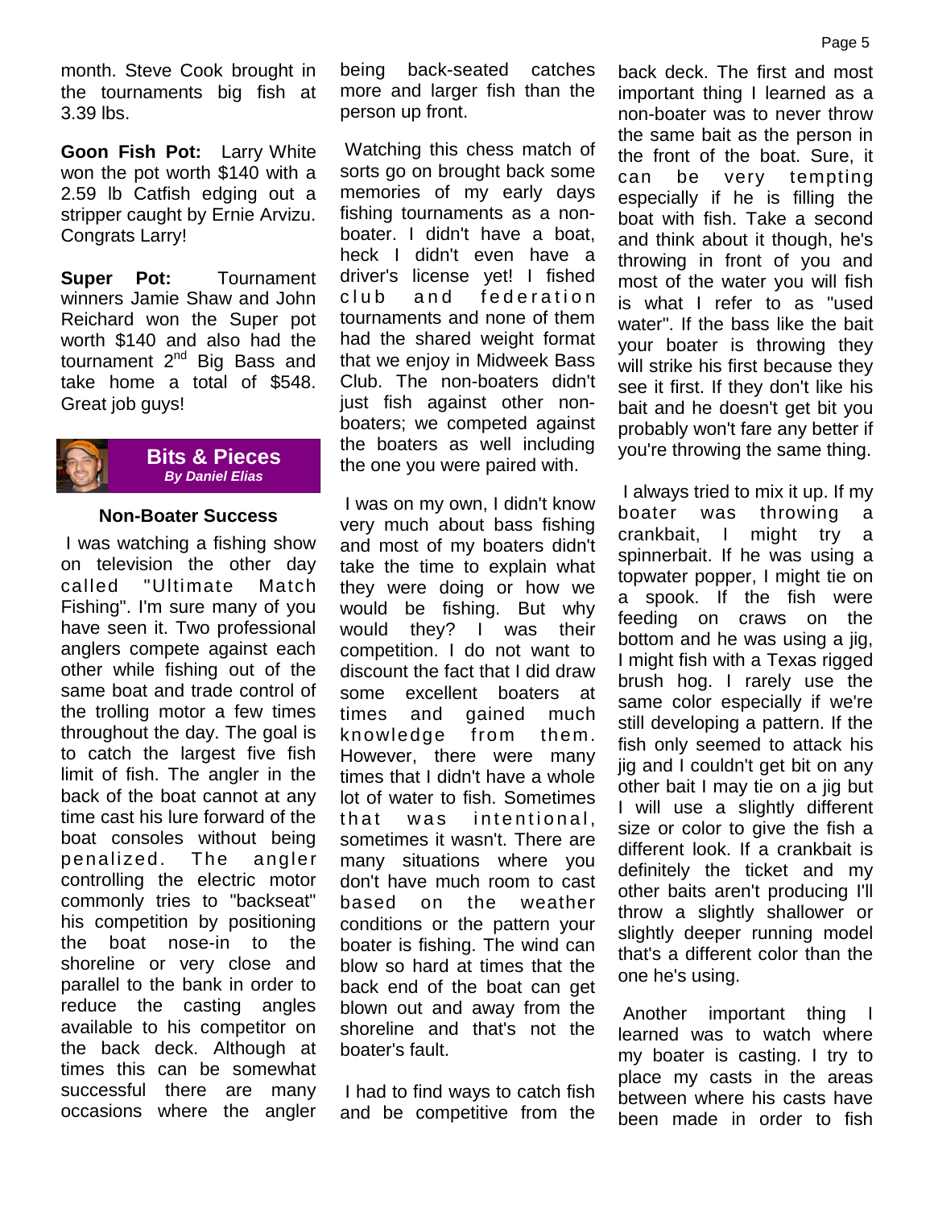month. Steve Cook brought in the tournaments big fish at 3.39 lbs.

**Goon Fish Pot:** Larry White won the pot worth $140 with a 2.59 lb Catfish edging out a stripper caught by Ernie Arvizu. Congrats Larry!

**Super Pot:** Tournament winners Jamie Shaw and John Reichard won the Super pot worth $140 and also had the tournament 2nd Big Bass and take home a total of $548. Great job guys!

## Bits & Pieces

***By Daniel Elias***

### Non-Boater Success

I was watching a fishing show on television the other day called "Ultimate Match Fishing". I'm sure many of you have seen it. Two professional anglers compete against each other while fishing out of the same boat and trade control of the trolling motor a few times throughout the day. The goal is to catch the largest five fish limit of fish. The angler in the back of the boat cannot at any time cast his lure forward of the boat consoles without being penalized. The angler controlling the electric motor commonly tries to "backseat" his competition by positioning the boat nose-in to the shoreline or very close and parallel to the bank in order to reduce the casting angles available to his competitor on the back deck. Although at times this can be somewhat successful there are many occasions where the angler being back-seated catches more and larger fish than the person up front.

Watching this chess match of sorts go on brought back some memories of my early days fishing tournaments as a non-boater. I didn't have a boat, heck I didn't even have a driver's license yet! I fished club and federation tournaments and none of them had the shared weight format that we enjoy in Midweek Bass Club. The non-boaters didn't just fish against other non-boaters; we competed against the boaters as well including the one you were paired with.

I was on my own, I didn't know very much about bass fishing and most of my boaters didn't take the time to explain what they were doing or how we would be fishing. But why would they? I was their competition. I do not want to discount the fact that I did draw some excellent boaters at times and gained much knowledge from them. However, there were many times that I didn't have a whole lot of water to fish. Sometimes that was intentional, sometimes it wasn't. There are many situations where you don't have much room to cast based on the weather conditions or the pattern your boater is fishing. The wind can blow so hard at times that the back end of the boat can get blown out and away from the shoreline and that's not the boater's fault.

I had to find ways to catch fish and be competitive from the back deck. The first and most important thing I learned as a non-boater was to never throw the same bait as the person in the front of the boat. Sure, it can be very tempting especially if he is filling the boat with fish. Take a second and think about it though, he's throwing in front of you and most of the water you will fish is what I refer to as "used water". If the bass like the bait your boater is throwing they will strike his first because they see it first. If they don't like his bait and he doesn't get bit you probably won't fare any better if you're throwing the same thing.

I always tried to mix it up. If my boater was throwing a crankbait, I might try a spinnerbait. If he was using a topwater popper, I might tie on a spook. If the fish were feeding on craws on the bottom and he was using a jig, I might fish with a Texas rigged brush hog. I rarely use the same color especially if we're still developing a pattern. If the fish only seemed to attack his jig and I couldn't get bit on any other bait I may tie on a jig but I will use a slightly different size or color to give the fish a different look. If a crankbait is definitely the ticket and my other baits aren't producing I'll throw a slightly shallower or slightly deeper running model that's a different color than the one he's using.

Another important thing I learned was to watch where my boater is casting. I try to place my casts in the areas between where his casts have been made in order to fish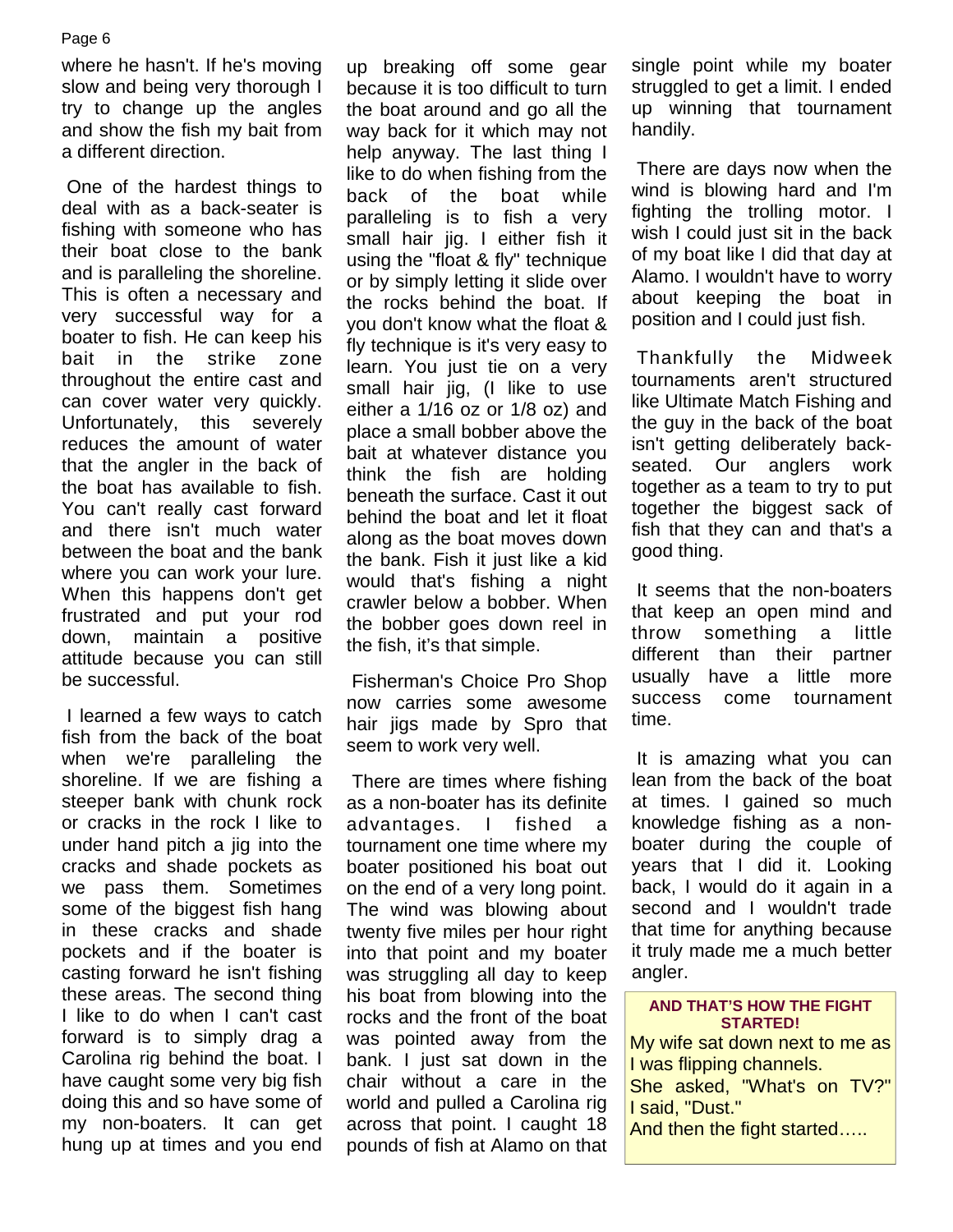where he hasn't. If he's moving slow and being very thorough I try to change up the angles and show the fish my bait from a different direction.

One of the hardest things to deal with as a back-seater is fishing with someone who has their boat close to the bank and is paralleling the shoreline. This is often a necessary and very successful way for a boater to fish. He can keep his bait in the strike zone throughout the entire cast and can cover water very quickly. Unfortunately, this severely reduces the amount of water that the angler in the back of the boat has available to fish. You can't really cast forward and there isn't much water between the boat and the bank where you can work your lure. When this happens don't get frustrated and put your rod down, maintain a positive attitude because you can still be successful.

I learned a few ways to catch fish from the back of the boat when we're paralleling the shoreline. If we are fishing a steeper bank with chunk rock or cracks in the rock I like to under hand pitch a jig into the cracks and shade pockets as we pass them. Sometimes some of the biggest fish hang in these cracks and shade pockets and if the boater is casting forward he isn't fishing these areas. The second thing I like to do when I can't cast forward is to simply drag a Carolina rig behind the boat. I have caught some very big fish doing this and so have some of my non-boaters. It can get hung up at times and you end up breaking off some gear because it is too difficult to turn the boat around and go all the way back for it which may not help anyway. The last thing I like to do when fishing from the back of the boat while paralleling is to fish a very small hair jig. I either fish it using the "float & fly" technique or by simply letting it slide over the rocks behind the boat. If you don't know what the float & fly technique is it's very easy to learn. You just tie on a very small hair jig, (I like to use either a 1/16 oz or 1/8 oz) and place a small bobber above the bait at whatever distance you think the fish are holding beneath the surface. Cast it out behind the boat and let it float along as the boat moves down the bank. Fish it just like a kid would that's fishing a night crawler below a bobber. When the bobber goes down reel in the fish, it's that simple.

Fisherman's Choice Pro Shop now carries some awesome hair jigs made by Spro that seem to work very well.

There are times where fishing as a non-boater has its definite advantages. I fished a tournament one time where my boater positioned his boat out on the end of a very long point. The wind was blowing about twenty five miles per hour right into that point and my boater was struggling all day to keep his boat from blowing into the rocks and the front of the boat was pointed away from the bank. I just sat down in the chair without a care in the world and pulled a Carolina rig across that point. I caught 18 pounds of fish at Alamo on that single point while my boater struggled to get a limit. I ended up winning that tournament handily.

There are days now when the wind is blowing hard and I'm fighting the trolling motor. I wish I could just sit in the back of my boat like I did that day at Alamo. I wouldn't have to worry about keeping the boat in position and I could just fish.

Thankfully the Midweek tournaments aren't structured like Ultimate Match Fishing and the guy in the back of the boat isn't getting deliberately back-seated. Our anglers work together as a team to try to put together the biggest sack of fish that they can and that's a good thing.

It seems that the non-boaters that keep an open mind and throw something a little different than their partner usually have a little more success come tournament time.

It is amazing what you can lean from the back of the boat at times. I gained so much knowledge fishing as a non-boater during the couple of years that I did it. Looking back, I would do it again in a second and I wouldn't trade that time for anything because it truly made me a much better angler.

**AND THAT'S HOW THE FIGHT STARTED!**

My wife sat down next to me as I was flipping channels.
She asked, "What's on TV?"
I said, "Dust."
And then the fight started…..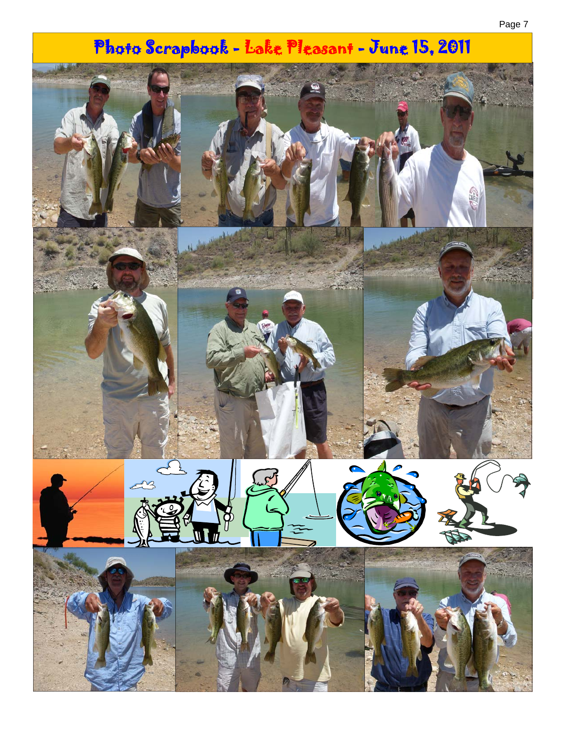# Photo Scrapbook - Lake Pleasant - June 15, 2011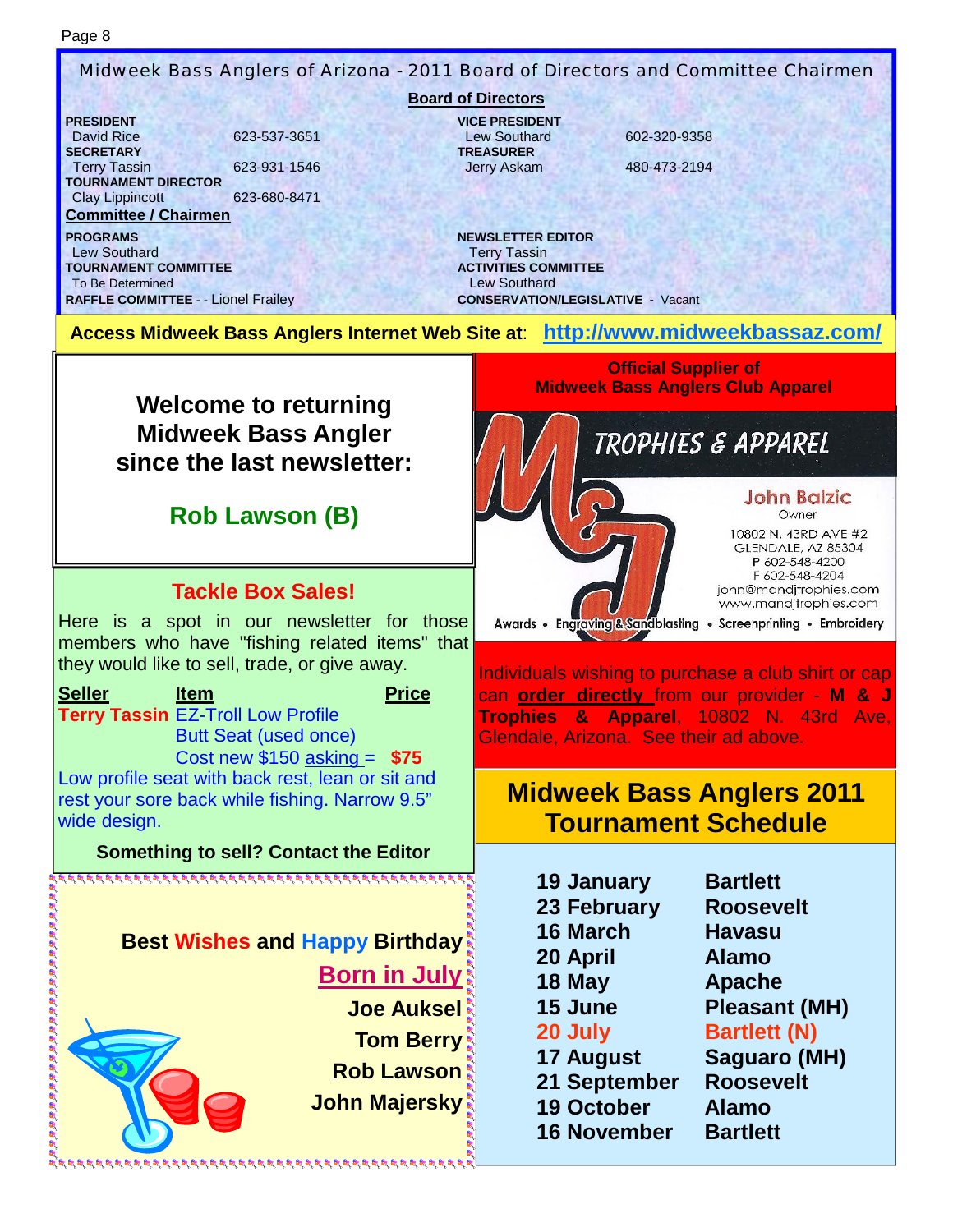## Midweek Bass Anglers of Arizona - 2011 Board of Directors and Committee Chairmen

### Board of Directors

**PRESIDENT**
David Rice 623-537-3651

**VICE PRESIDENT**
Lew Southard 602-320-9358

**SECRETARY**
Terry Tassin 623-931-1546

**TREASURER**
Jerry Askam 480-473-2194

**TOURNAMENT DIRECTOR**
Clay Lippincott 623-680-8471

### Committee / Chairmen

**PROGRAMS**
Lew Southard

**NEWSLETTER EDITOR**
Terry Tassin

**TOURNAMENT COMMITTEE**
To Be Determined

**ACTIVITIES COMMITTEE**
Lew Southard

**RAFFLE COMMITTEE** - - Lionel Frailey

**CONSERVATION/LEGISLATIVE** - Vacant

**Access Midweek Bass Anglers Internet Web Site at: http://www.midweekbassaz.com/**

## Welcome to returning Midweek Bass Angler since the last newsletter:

**Rob Lawson (B)**

## Tackle Box Sales!

Here is a spot in our newsletter for those members who have "fishing related items" that they would like to sell, trade, or give away.

| Seller | Item | Price |
|---|---|---|
| Terry Tassin | EZ-Troll Low Profile Butt Seat (used once) Cost new $150 asking = | $75 |

Low profile seat with back rest, lean or sit and rest your sore back while fishing. Narrow 9.5" wide design.

**Something to sell? Contact the Editor**

**Best Wishes and Happy Birthday**

**Born in July**

**Joe Auksel**
**Tom Berry**
**Rob Lawson**
**John Majersky**

**Official Supplier of Midweek Bass Anglers Club Apparel**

M&J TROPHIES & APPAREL

John Balzic
Owner
10802 N. 43RD AVE #2
GLENDALE, AZ 85304
P 602-548-4200
F 602-548-4204
john@mandjtrophies.com
www.mandjtrophies.com

Awards • Engraving & Sandblasting • Screenprinting • Embroidery

Individuals wishing to purchase a club shirt or cap can **order directly** from our provider - **M & J Trophies & Apparel**, 10802 N. 43rd Ave, Glendale, Arizona. See their ad above.

## Midweek Bass Anglers 2011 Tournament Schedule

| | |
|---|---|
| 19 January | Bartlett |
| 23 February | Roosevelt |
| 16 March | Havasu |
| 20 April | Alamo |
| 18 May | Apache |
| 15 June | Pleasant (MH) |
| 20 July | Bartlett (N) |
| 17 August | Saguaro (MH) |
| 21 September | Roosevelt |
| 19 October | Alamo |
| 16 November | Bartlett |